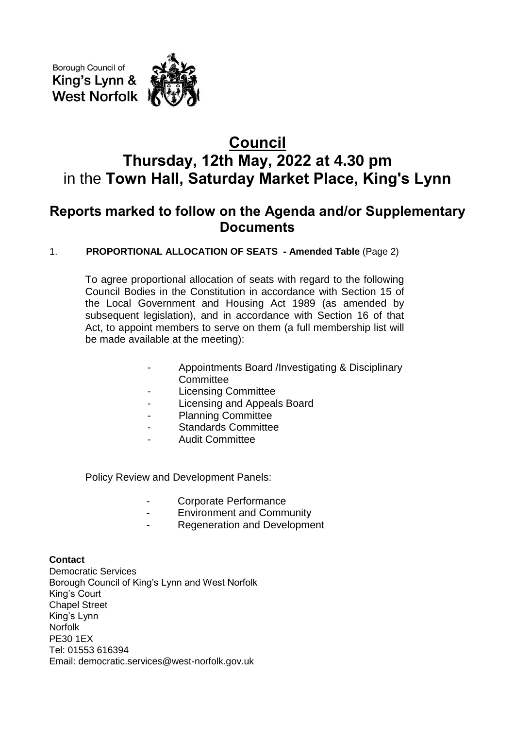Borough Council of
King's Lynn &
West Norfolk

# Council

# Thursday, 12th May, 2022 at 4.30 pm
in the **Town Hall, Saturday Market Place, King's Lynn**

## Reports marked to follow on the Agenda and/or Supplementary Documents

1. **PROPORTIONAL ALLOCATION OF SEATS - Amended Table** (Page 2)

   To agree proportional allocation of seats with regard to the following Council Bodies in the Constitution in accordance with Section 15 of the Local Government and Housing Act 1989 (as amended by subsequent legislation), and in accordance with Section 16 of that Act, to appoint members to serve on them (a full membership list will be made available at the meeting):

   - Appointments Board /Investigating & Disciplinary Committee
   - Licensing Committee
   - Licensing and Appeals Board
   - Planning Committee
   - Standards Committee
   - Audit Committee

   Policy Review and Development Panels:

   - Corporate Performance
   - Environment and Community
   - Regeneration and Development

**Contact**
Democratic Services
Borough Council of King's Lynn and West Norfolk
King's Court
Chapel Street
King's Lynn
Norfolk
PE30 1EX
Tel: 01553 616394
Email: democratic.services@west-norfolk.gov.uk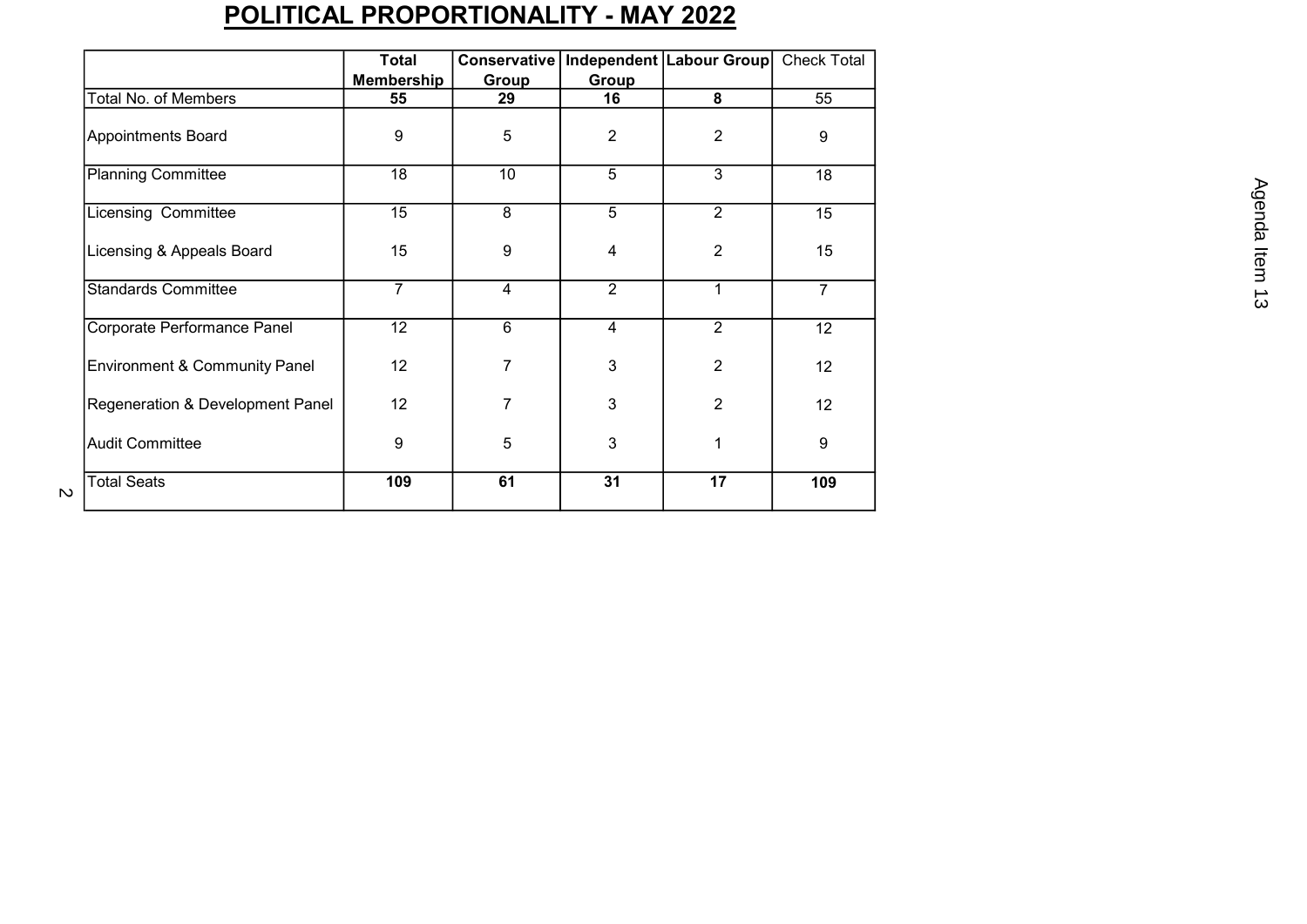# POLITICAL PROPORTIONALITY - MAY 2022

| | Total Membership | Conservative Group | Independent Group | Labour Group | Check Total |
|---|---|---|---|---|---|
| Total No. of Members | **55** | **29** | **16** | **8** | 55 |
| Appointments Board | 9 | 5 | 2 | 2 | 9 |
| Planning Committee | 18 | 10 | 5 | 3 | 18 |
| Licensing Committee | 15 | 8 | 5 | 2 | 15 |
| Licensing & Appeals Board | 15 | 9 | 4 | 2 | 15 |
| Standards Committee | 7 | 4 | 2 | 1 | 7 |
| Corporate Performance Panel | 12 | 6 | 4 | 2 | 12 |
| Environment & Community Panel | 12 | 7 | 3 | 2 | 12 |
| Regeneration & Development Panel | 12 | 7 | 3 | 2 | 12 |
| Audit Committee | 9 | 5 | 3 | 1 | 9 |
| Total Seats | **109** | **61** | **31** | **17** | **109** |

Agenda Item 13